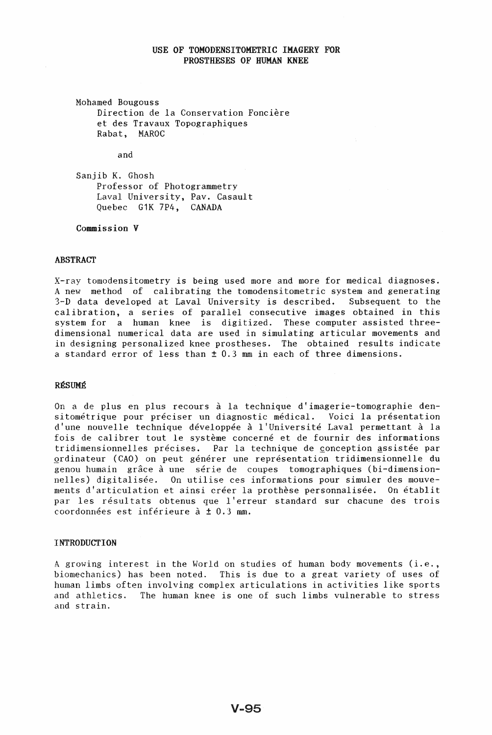# USE OF TOMODENSITOMETRIC IMAGERY FOR PROSTHESES OF HUMAN KNEE

Mohamed Bougouss
Direction de la Conservation Foncière
et des Travaux Topographiques
Rabat, MAROC

and

Sanjib K. Ghosh
Professor of Photogrammetry
Laval University, Pav. Casault
Quebec G1K 7P4, CANADA

**Commission V**

## ABSTRACT

X-ray tomodensitometry is being used more and more for medical diagnoses. A new method of calibrating the tomodensitometric system and generating 3-D data developed at Laval University is described. Subsequent to the calibration, a series of parallel consecutive images obtained in this system for a human knee is digitized. These computer assisted three-dimensional numerical data are used in simulating articular movements and in designing personalized knee prostheses. The obtained results indicate a standard error of less than ± 0.3 mm in each of three dimensions.

## RÉSUMÉ

On a de plus en plus recours à la technique d'imagerie-tomographie densitométrique pour préciser un diagnostic médical. Voici la présentation d'une nouvelle technique développée à l'Université Laval permettant à la fois de calibrer tout le système concerné et de fournir des informations tridimensionnelles précises. Par la technique de conception assistée par ordinateur (CAO) on peut générer une représentation tridimensionnelle du genou humain grâce à une série de coupes tomographiques (bi-dimensionnelles) digitalisée. On utilise ces informations pour simuler des mouvements d'articulation et ainsi créer la prothèse personnalisée. On établit par les résultats obtenus que l'erreur standard sur chacune des trois coordonnées est inférieure à ± 0.3 mm.

## INTRODUCTION

A growing interest in the World on studies of human body movements (i.e., biomechanics) has been noted. This is due to a great variety of uses of human limbs often involving complex articulations in activities like sports and athletics. The human knee is one of such limbs vulnerable to stress and strain.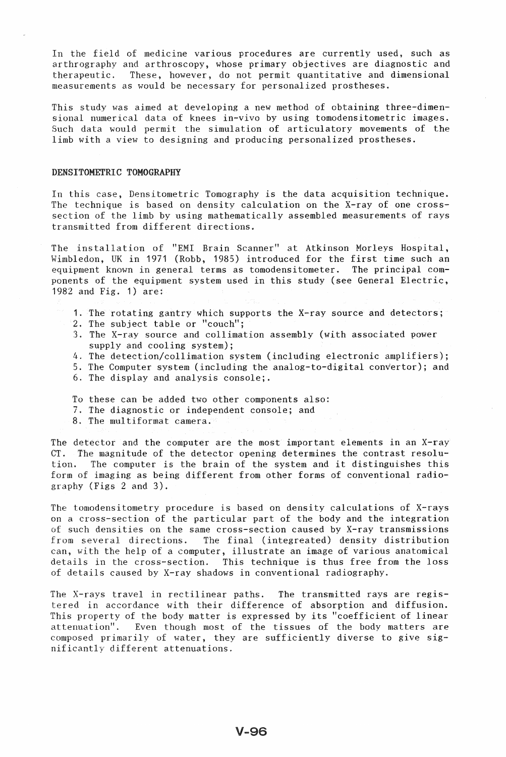In the field of medicine various procedures are currently used, such as arthrography and arthroscopy, whose primary objectives are diagnostic and therapeutic. These, however, do not permit quantitative and dimensional measurements as would be necessary for personalized prostheses.

This study was aimed at developing a new method of obtaining three-dimensional numerical data of knees in-vivo by using tomodensitometric images. Such data would permit the simulation of articulatory movements of the limb with a view to designing and producing personalized prostheses.

## DENSITOMETRIC TOMOGRAPHY

In this case, Densitometric Tomography is the data acquisition technique. The technique is based on density calculation on the X-ray of one cross-section of the limb by using mathematically assembled measurements of rays transmitted from different directions.

The installation of "EMI Brain Scanner" at Atkinson Morleys Hospital, Wimbledon, UK in 1971 (Robb, 1985) introduced for the first time such an equipment known in general terms as tomodensitometer. The principal components of the equipment system used in this study (see General Electric, 1982 and Fig. 1) are:

1. The rotating gantry which supports the X-ray source and detectors;
2. The subject table or "couch";
3. The X-ray source and collimation assembly (with associated power supply and cooling system);
4. The detection/collimation system (including electronic amplifiers);
5. The Computer system (including the analog-to-digital convertor); and
6. The display and analysis console;.

To these can be added two other components also:

7. The diagnostic or independent console; and
8. The multiformat camera.

The detector and the computer are the most important elements in an X-ray CT. The magnitude of the detector opening determines the contrast resolution. The computer is the brain of the system and it distinguishes this form of imaging as being different from other forms of conventional radiography (Figs 2 and 3).

The tomodensitometry procedure is based on density calculations of X-rays on a cross-section of the particular part of the body and the integration of such densities on the same cross-section caused by X-ray transmissions from several directions. The final (integreated) density distribution can, with the help of a computer, illustrate an image of various anatomical details in the cross-section. This technique is thus free from the loss of details caused by X-ray shadows in conventional radiography.

The X-rays travel in rectilinear paths. The transmitted rays are registered in accordance with their difference of absorption and diffusion. This property of the body matter is expressed by its "coefficient of linear attenuation". Even though most of the tissues of the body matters are composed primarily of water, they are sufficiently diverse to give significantly different attenuations.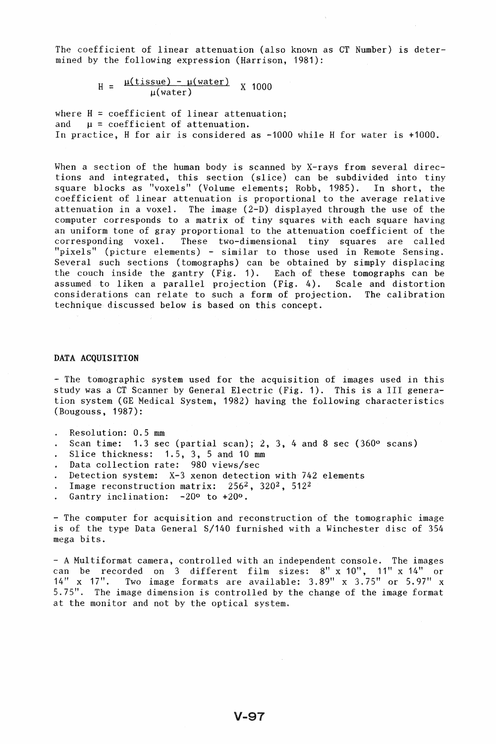The coefficient of linear attenuation (also known as CT Number) is determined by the following expression (Harrison, 1981):

$$H = \frac{\mu(\text{tissue}) - \mu(\text{water})}{\mu(\text{water})} \times 1000$$

where H = coefficient of linear attenuation;
and $\mu$ = coefficient of attenuation.
In practice, H for air is considered as -1000 while H for water is +1000.

When a section of the human body is scanned by X-rays from several directions and integrated, this section (slice) can be subdivided into tiny square blocks as "voxels" (Volume elements; Robb, 1985). In short, the coefficient of linear attenuation is proportional to the average relative attenuation in a voxel. The image (2-D) displayed through the use of the computer corresponds to a matrix of tiny squares with each square having an uniform tone of gray proportional to the attenuation coefficient of the corresponding voxel. These two-dimensional tiny squares are called "pixels" (picture elements) - similar to those used in Remote Sensing. Several such sections (tomographs) can be obtained by simply displacing the couch inside the gantry (Fig. 1). Each of these tomographs can be assumed to liken a parallel projection (Fig. 4). Scale and distortion considerations can relate to such a form of projection. The calibration technique discussed below is based on this concept.

## DATA ACQUISITION

- The tomographic system used for the acquisition of images used in this study was a CT Scanner by General Electric (Fig. 1). This is a III generation system (GE Medical System, 1982) having the following characteristics (Bougouss, 1987):

- Resolution: 0.5 mm
- Scan time: 1.3 sec (partial scan); 2, 3, 4 and 8 sec (360° scans)
- Slice thickness: 1.5, 3, 5 and 10 mm
- Data collection rate: 980 views/sec
- Detection system: X-3 xenon detection with 742 elements
- Image reconstruction matrix: $256^2$, $320^2$, $512^2$
- Gantry inclination: -20° to +20°.

- The computer for acquisition and reconstruction of the tomographic image is of the type Data General S/140 furnished with a Winchester disc of 354 mega bits.

- A Multiformat camera, controlled with an independent console. The images can be recorded on 3 different film sizes: 8" x 10", 11" x 14" or 14" x 17". Two image formats are available: 3.89" x 3.75" or 5.97" x 5.75". The image dimension is controlled by the change of the image format at the monitor and not by the optical system.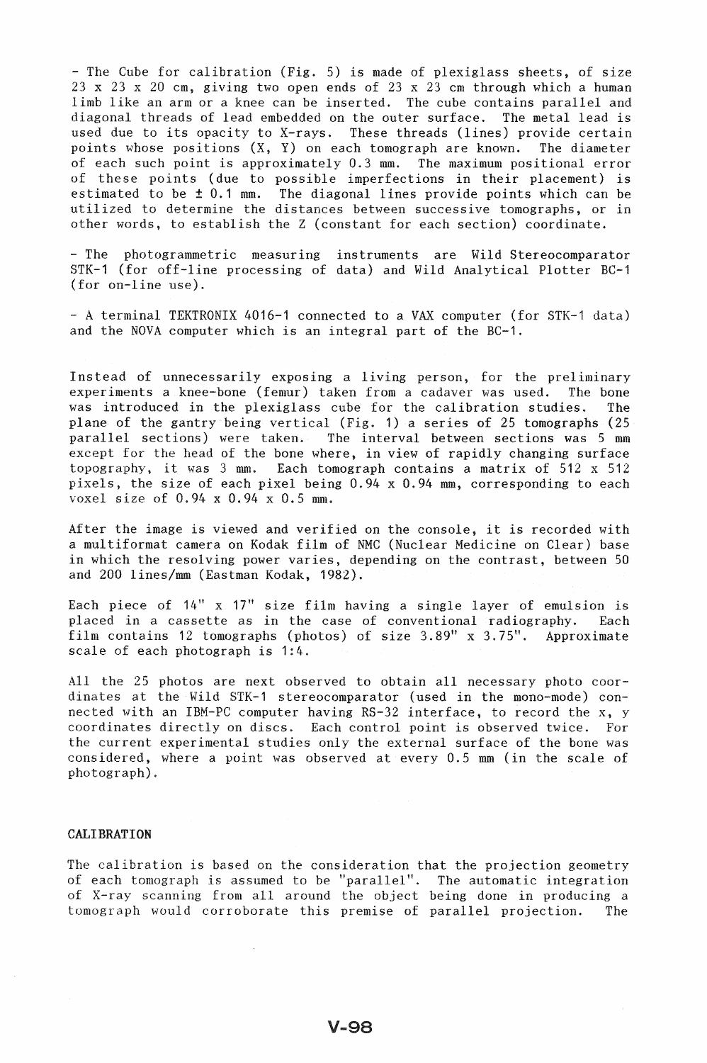- The Cube for calibration (Fig. 5) is made of plexiglass sheets, of size 23 x 23 x 20 cm, giving two open ends of 23 x 23 cm through which a human limb like an arm or a knee can be inserted. The cube contains parallel and diagonal threads of lead embedded on the outer surface. The metal lead is used due to its opacity to X-rays. These threads (lines) provide certain points whose positions (X, Y) on each tomograph are known. The diameter of each such point is approximately 0.3 mm. The maximum positional error of these points (due to possible imperfections in their placement) is estimated to be ± 0.1 mm. The diagonal lines provide points which can be utilized to determine the distances between successive tomographs, or in other words, to establish the Z (constant for each section) coordinate.

- The photogrammetric measuring instruments are Wild Stereocomparator STK-1 (for off-line processing of data) and Wild Analytical Plotter BC-1 (for on-line use).

- A terminal TEKTRONIX 4016-1 connected to a VAX computer (for STK-1 data) and the NOVA computer which is an integral part of the BC-1.

Instead of unnecessarily exposing a living person, for the preliminary experiments a knee-bone (femur) taken from a cadaver was used. The bone was introduced in the plexiglass cube for the calibration studies. The plane of the gantry being vertical (Fig. 1) a series of 25 tomographs (25 parallel sections) were taken. The interval between sections was 5 mm except for the head of the bone where, in view of rapidly changing surface topography, it was 3 mm. Each tomograph contains a matrix of 512 x 512 pixels, the size of each pixel being 0.94 x 0.94 mm, corresponding to each voxel size of 0.94 x 0.94 x 0.5 mm.

After the image is viewed and verified on the console, it is recorded with a multiformat camera on Kodak film of NMC (Nuclear Medicine on Clear) base in which the resolving power varies, depending on the contrast, between 50 and 200 lines/mm (Eastman Kodak, 1982).

Each piece of 14" x 17" size film having a single layer of emulsion is placed in a cassette as in the case of conventional radiography. Each film contains 12 tomographs (photos) of size 3.89" x 3.75". Approximate scale of each photograph is 1:4.

All the 25 photos are next observed to obtain all necessary photo coordinates at the Wild STK-1 stereocomparator (used in the mono-mode) connected with an IBM-PC computer having RS-32 interface, to record the x, y coordinates directly on discs. Each control point is observed twice. For the current experimental studies only the external surface of the bone was considered, where a point was observed at every 0.5 mm (in the scale of photograph).

## CALIBRATION

The calibration is based on the consideration that the projection geometry of each tomograph is assumed to be "parallel". The automatic integration of X-ray scanning from all around the object being done in producing a tomograph would corroborate this premise of parallel projection. The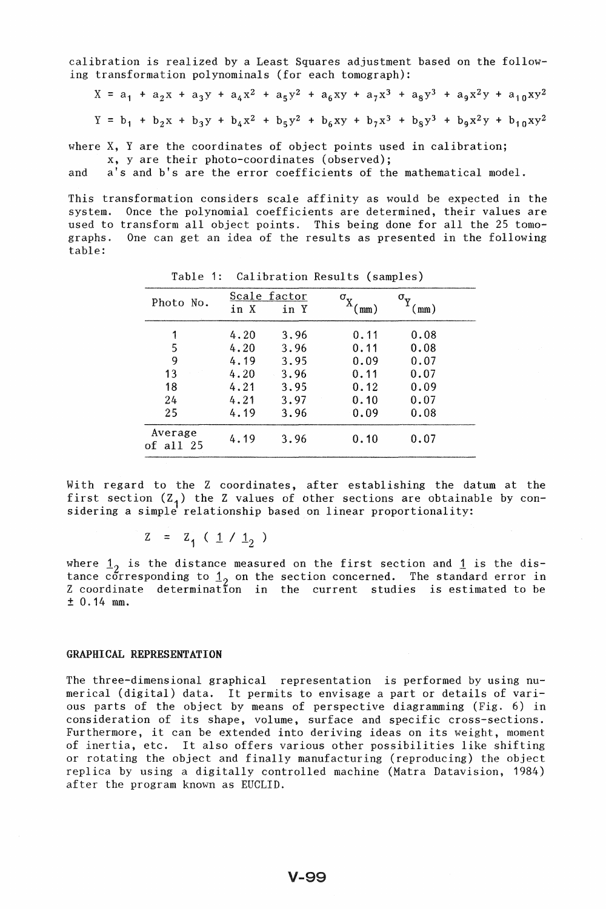calibration is realized by a Least Squares adjustment based on the following transformation polynominals (for each tomograph):

$$X = a_1 + a_2x + a_3y + a_4x^2 + a_5y^2 + a_6xy + a_7x^3 + a_8y^3 + a_9x^2y + a_{10}xy^2$$

$$Y = b_1 + b_2x + b_3y + b_4x^2 + b_5y^2 + b_6xy + b_7x^3 + b_8y^3 + b_9x^2y + b_{10}xy^2$$

where X, Y are the coordinates of object points used in calibration;
x, y are their photo-coordinates (observed);
and a's and b's are the error coefficients of the mathematical model.

This transformation considers scale affinity as would be expected in the system. Once the polynomial coefficients are determined, their values are used to transform all object points. This being done for all the 25 tomographs. One can get an idea of the results as presented in the following table:

Table 1: Calibration Results (samples)

| Photo No. | Scale factor | | $\sigma_X$ (mm) | $\sigma_Y$ (mm) |
|---|---|---|---|---|
| | in X | in Y | | |
| 1 | 4.20 | 3.96 | 0.11 | 0.08 |
| 5 | 4.20 | 3.96 | 0.11 | 0.08 |
| 9 | 4.19 | 3.95 | 0.09 | 0.07 |
| 13 | 4.20 | 3.96 | 0.11 | 0.07 |
| 18 | 4.21 | 3.95 | 0.12 | 0.09 |
| 24 | 4.21 | 3.97 | 0.10 | 0.07 |
| 25 | 4.19 | 3.96 | 0.09 | 0.08 |
| Average of all 25 | 4.19 | 3.96 | 0.10 | 0.07 |

With regard to the Z coordinates, after establishing the datum at the first section ($Z_1$) the Z values of other sections are obtainable by considering a simple relationship based on linear proportionality:

$$Z = Z_1 \, ( \underline{1} / \underline{1}_2 )$$

where $\underline{1}_2$ is the distance measured on the first section and $\underline{1}$ is the distance corresponding to $\underline{1}_2$ on the section concerned. The standard error in Z coordinate determination in the current studies is estimated to be ± 0.14 mm.

## GRAPHICAL REPRESENTATION

The three-dimensional graphical representation is performed by using numerical (digital) data. It permits to envisage a part or details of various parts of the object by means of perspective diagramming (Fig. 6) in consideration of its shape, volume, surface and specific cross-sections. Furthermore, it can be extended into deriving ideas on its weight, moment of inertia, etc. It also offers various other possibilities like shifting or rotating the object and finally manufacturing (reproducing) the object replica by using a digitally controlled machine (Matra Datavision, 1984) after the program known as EUCLID.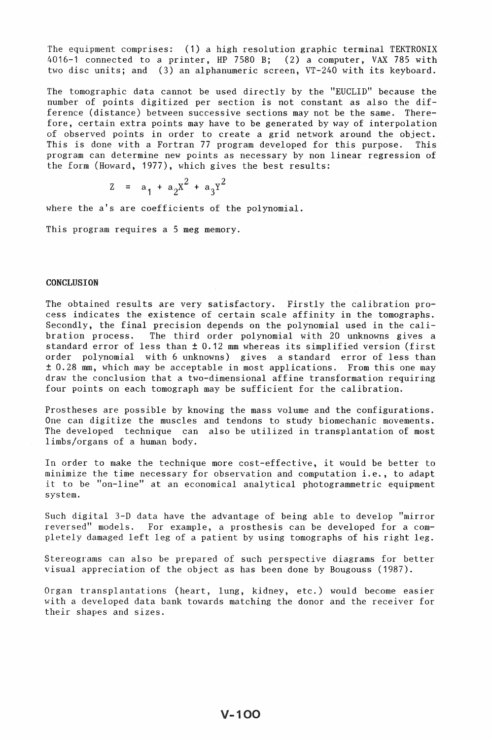The equipment comprises: (1) a high resolution graphic terminal TEKTRONIX 4016-1 connected to a printer, HP 7580 B; (2) a computer, VAX 785 with two disc units; and (3) an alphanumeric screen, VT-240 with its keyboard.

The tomographic data cannot be used directly by the "EUCLID" because the number of points digitized per section is not constant as also the difference (distance) between successive sections may not be the same. Therefore, certain extra points may have to be generated by way of interpolation of observed points in order to create a grid network around the object. This is done with a Fortran 77 program developed for this purpose. This program can determine new points as necessary by non linear regression of the form (Howard, 1977), which gives the best results:

$$Z = a_1 + a_2X^2 + a_3Y^2$$

where the a's are coefficients of the polynomial.

This program requires a 5 meg memory.

## CONCLUSION

The obtained results are very satisfactory. Firstly the calibration process indicates the existence of certain scale affinity in the tomographs. Secondly, the final precision depends on the polynomial used in the calibration process. The third order polynomial with 20 unknowns gives a standard error of less than ± 0.12 mm whereas its simplified version (first order polynomial with 6 unknowns) gives a standard error of less than ± 0.28 mm, which may be acceptable in most applications. From this one may draw the conclusion that a two-dimensional affine transformation requiring four points on each tomograph may be sufficient for the calibration.

Prostheses are possible by knowing the mass volume and the configurations. One can digitize the muscles and tendons to study biomechanic movements. The developed technique can also be utilized in transplantation of most limbs/organs of a human body.

In order to make the technique more cost-effective, it would be better to minimize the time necessary for observation and computation i.e., to adapt it to be "on-line" at an economical analytical photogrammetric equipment system.

Such digital 3-D data have the advantage of being able to develop "mirror reversed" models. For example, a prosthesis can be developed for a completely damaged left leg of a patient by using tomographs of his right leg.

Stereograms can also be prepared of such perspective diagrams for better visual appreciation of the object as has been done by Bougouss (1987).

Organ transplantations (heart, lung, kidney, etc.) would become easier with a developed data bank towards matching the donor and the receiver for their shapes and sizes.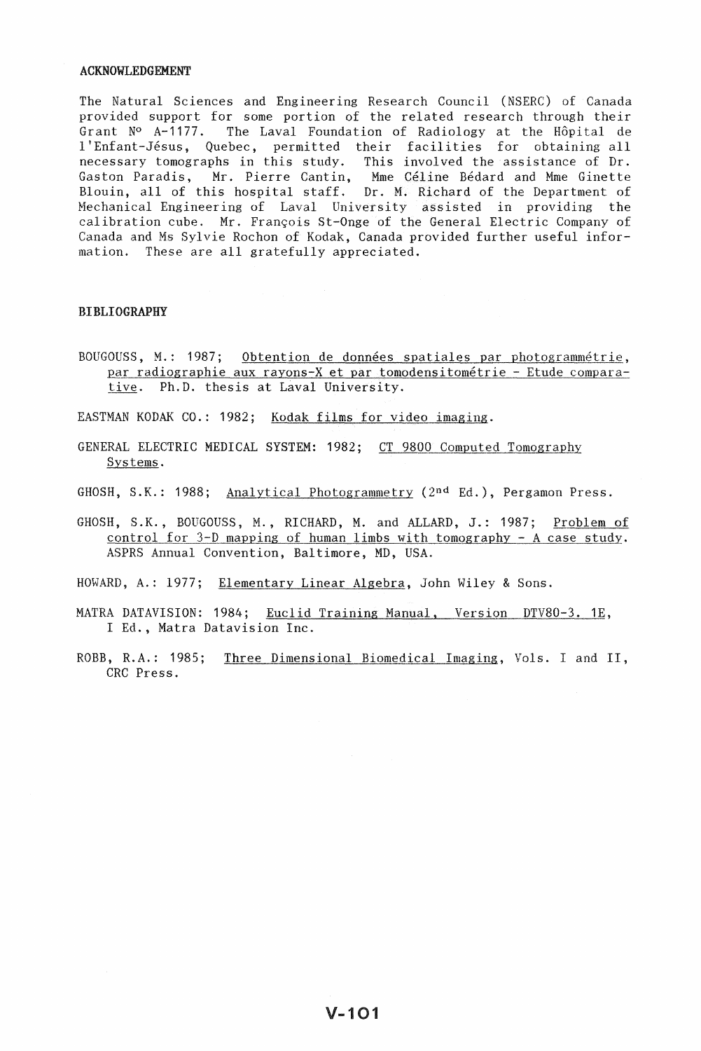## ACKNOWLEDGEMENT

The Natural Sciences and Engineering Research Council (NSERC) of Canada provided support for some portion of the related research through their Grant N° A-1177. The Laval Foundation of Radiology at the Hôpital de l'Enfant-Jésus, Quebec, permitted their facilities for obtaining all necessary tomographs in this study. This involved the assistance of Dr. Gaston Paradis, Mr. Pierre Cantin, Mme Céline Bédard and Mme Ginette Blouin, all of this hospital staff. Dr. M. Richard of the Department of Mechanical Engineering of Laval University assisted in providing the calibration cube. Mr. François St-Onge of the General Electric Company of Canada and Ms Sylvie Rochon of Kodak, Canada provided further useful information. These are all gratefully appreciated.

## BIBLIOGRAPHY

BOUGOUSS, M.: 1987; Obtention de données spatiales par photogrammétrie, par radiographie aux rayons-X et par tomodensitométrie - Etude comparative. Ph.D. thesis at Laval University.

EASTMAN KODAK CO.: 1982; Kodak films for video imaging.

GENERAL ELECTRIC MEDICAL SYSTEM: 1982; CT 9800 Computed Tomography Systems.

GHOSH, S.K.: 1988; Analytical Photogrammetry (2nd Ed.), Pergamon Press.

GHOSH, S.K., BOUGOUSS, M., RICHARD, M. and ALLARD, J.: 1987; Problem of control for 3-D mapping of human limbs with tomography - A case study. ASPRS Annual Convention, Baltimore, MD, USA.

HOWARD, A.: 1977; Elementary Linear Algebra, John Wiley & Sons.

MATRA DATAVISION: 1984; Euclid Training Manual, Version DTV80-3. 1E, I Ed., Matra Datavision Inc.

ROBB, R.A.: 1985; Three Dimensional Biomedical Imaging, Vols. I and II, CRC Press.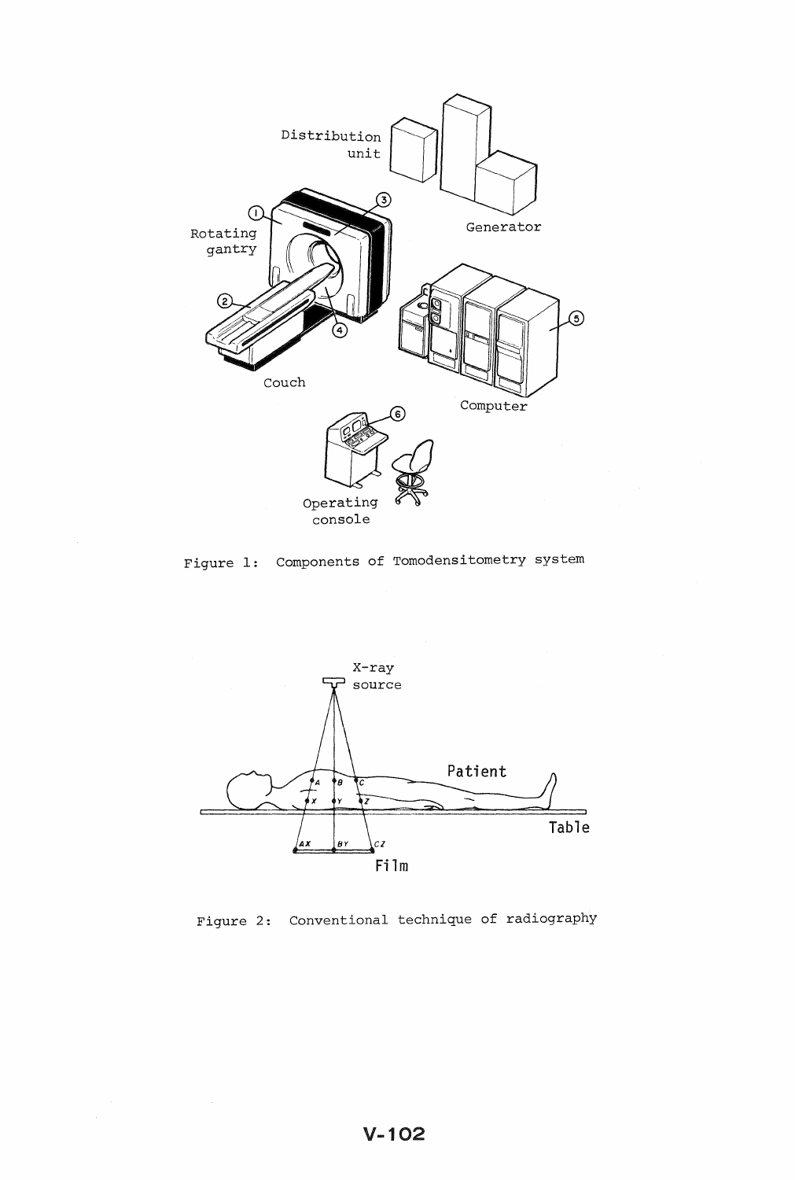Figure 1: Components of Tomodensitometry system

Figure 2: Conventional technique of radiography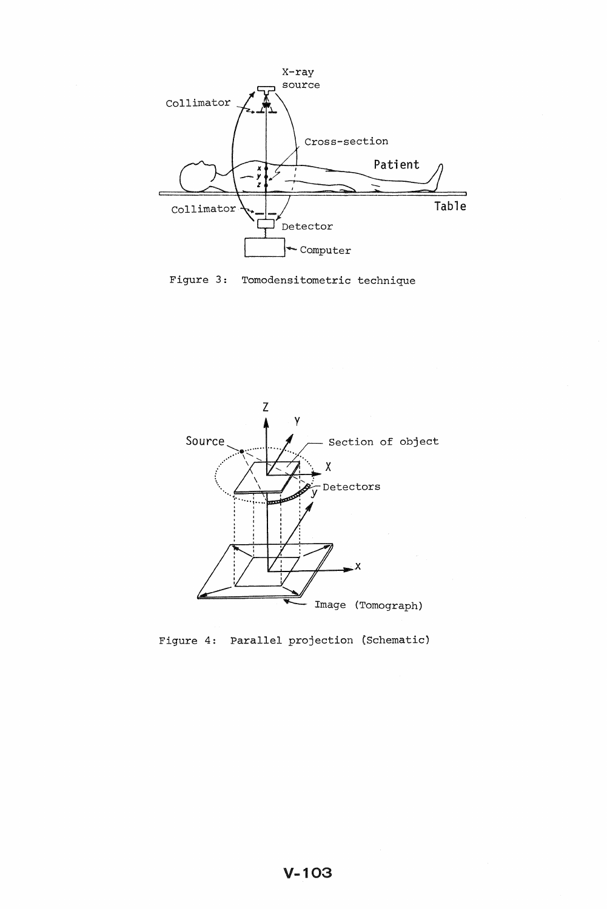Figure 3: Tomodensitometric technique

Figure 4: Parallel projection (Schematic)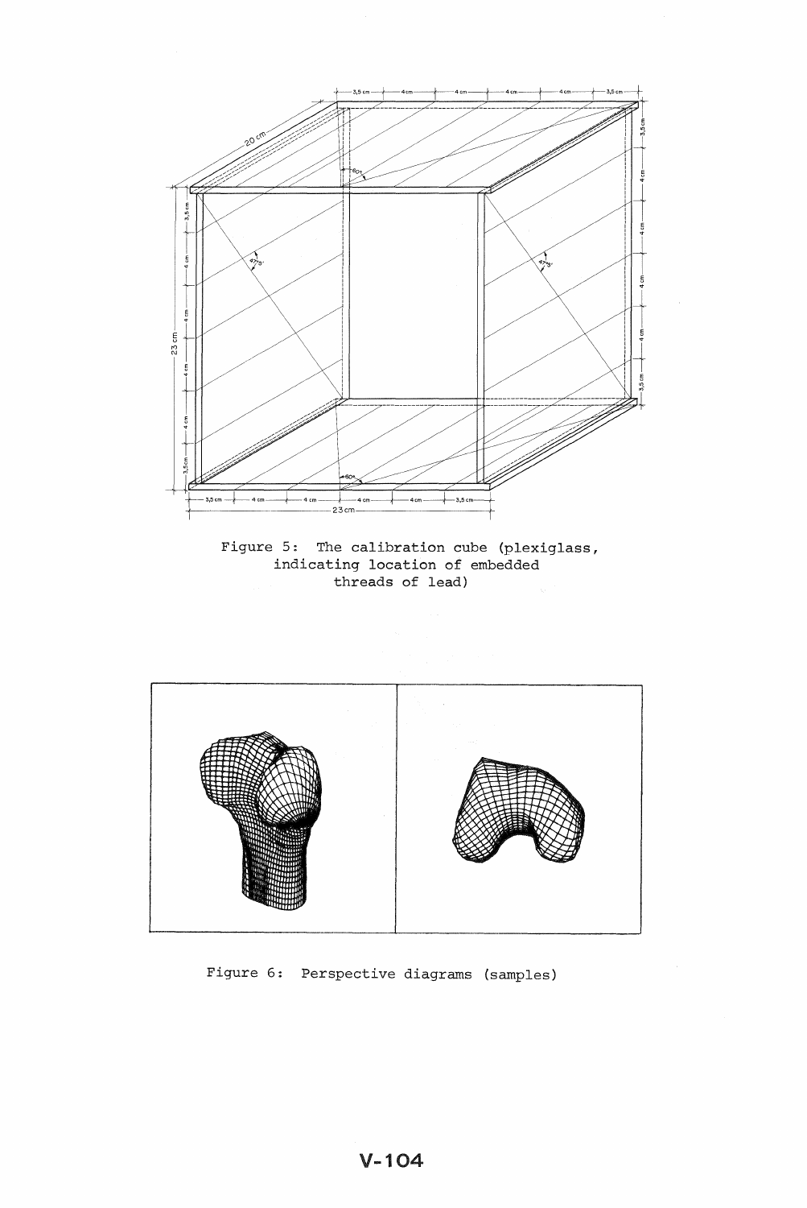3,5 cm
4 cm
4 cm
4 cm
4 cm
3,5 cm
20 cm
60°
3,5 cm
4 cm
4 cm
4 cm
4 cm
3,5 cm
23 cm
3,5 cm
4 cm
4 cm
4 cm
4 cm
3,5 cm
47°3'
47°3'
60°
3,5 cm
4 cm
4 cm
4 cm
4 cm
3,5 cm
23 cm

Figure 5: The calibration cube (plexiglass, indicating location of embedded threads of lead)

Figure 6: Perspective diagrams (samples)